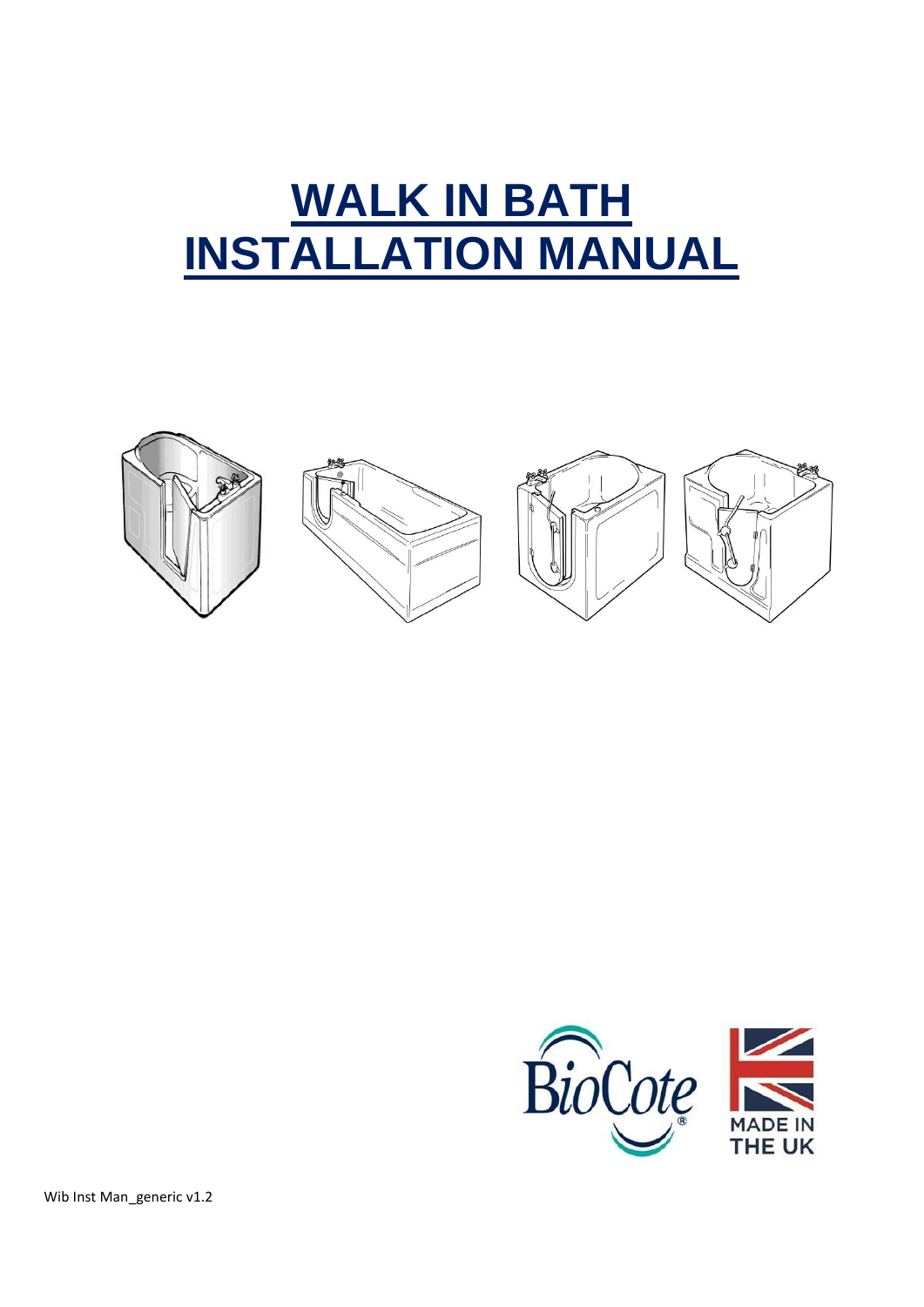# WALK IN BATH INSTALLATION MANUAL

BioCote®

MADE IN THE UK

Wib Inst Man_generic v1.2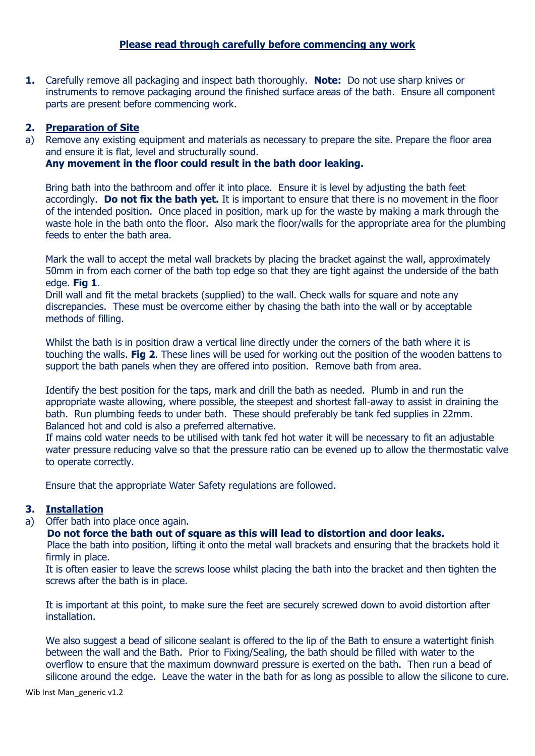**Please read through carefully before commencing any work**

1. Carefully remove all packaging and inspect bath thoroughly. **Note:** Do not use sharp knives or instruments to remove packaging around the finished surface areas of the bath. Ensure all component parts are present before commencing work.

## 2. Preparation of Site

a) Remove any existing equipment and materials as necessary to prepare the site. Prepare the floor area and ensure it is flat, level and structurally sound.
**Any movement in the floor could result in the bath door leaking.**

Bring bath into the bathroom and offer it into place. Ensure it is level by adjusting the bath feet accordingly. **Do not fix the bath yet.** It is important to ensure that there is no movement in the floor of the intended position. Once placed in position, mark up for the waste by making a mark through the waste hole in the bath onto the floor. Also mark the floor/walls for the appropriate area for the plumbing feeds to enter the bath area.

Mark the wall to accept the metal wall brackets by placing the bracket against the wall, approximately 50mm in from each corner of the bath top edge so that they are tight against the underside of the bath edge. **Fig 1**.
Drill wall and fit the metal brackets (supplied) to the wall. Check walls for square and note any discrepancies. These must be overcome either by chasing the bath into the wall or by acceptable methods of filling.

Whilst the bath is in position draw a vertical line directly under the corners of the bath where it is touching the walls. **Fig 2**. These lines will be used for working out the position of the wooden battens to support the bath panels when they are offered into position. Remove bath from area.

Identify the best position for the taps, mark and drill the bath as needed. Plumb in and run the appropriate waste allowing, where possible, the steepest and shortest fall-away to assist in draining the bath. Run plumbing feeds to under bath. These should preferably be tank fed supplies in 22mm. Balanced hot and cold is also a preferred alternative.
If mains cold water needs to be utilised with tank fed hot water it will be necessary to fit an adjustable water pressure reducing valve so that the pressure ratio can be evened up to allow the thermostatic valve to operate correctly.

Ensure that the appropriate Water Safety regulations are followed.

## 3. Installation

a) Offer bath into place once again.
**Do not force the bath out of square as this will lead to distortion and door leaks.**
Place the bath into position, lifting it onto the metal wall brackets and ensuring that the brackets hold it firmly in place.
It is often easier to leave the screws loose whilst placing the bath into the bracket and then tighten the screws after the bath is in place.

It is important at this point, to make sure the feet are securely screwed down to avoid distortion after installation.

We also suggest a bead of silicone sealant is offered to the lip of the Bath to ensure a watertight finish between the wall and the Bath. Prior to Fixing/Sealing, the bath should be filled with water to the overflow to ensure that the maximum downward pressure is exerted on the bath. Then run a bead of silicone around the edge. Leave the water in the bath for as long as possible to allow the silicone to cure.

Wib Inst Man_generic v1.2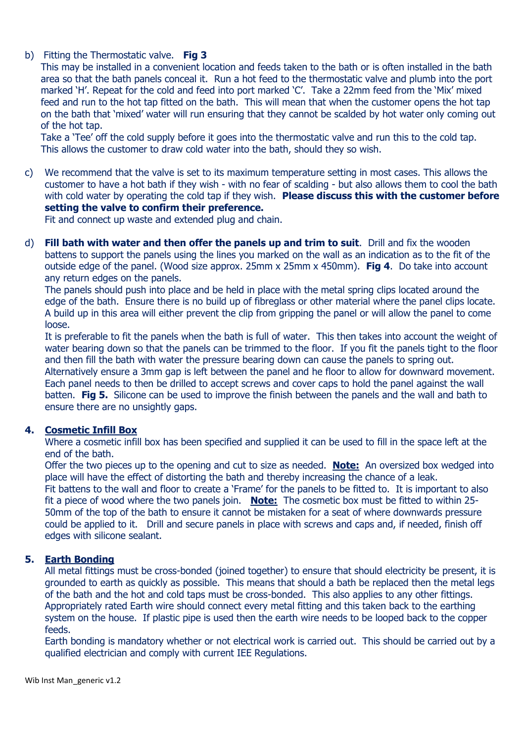b) Fitting the Thermostatic valve. **Fig 3**
   This may be installed in a convenient location and feeds taken to the bath or is often installed in the bath area so that the bath panels conceal it. Run a hot feed to the thermostatic valve and plumb into the port marked 'H'. Repeat for the cold and feed into port marked 'C'. Take a 22mm feed from the 'Mix' mixed feed and run to the hot tap fitted on the bath. This will mean that when the customer opens the hot tap on the bath that 'mixed' water will run ensuring that they cannot be scalded by hot water only coming out of the hot tap.
   Take a 'Tee' off the cold supply before it goes into the thermostatic valve and run this to the cold tap. This allows the customer to draw cold water into the bath, should they so wish.

c) We recommend that the valve is set to its maximum temperature setting in most cases. This allows the customer to have a hot bath if they wish - with no fear of scalding - but also allows them to cool the bath with cold water by operating the cold tap if they wish. **Please discuss this with the customer before setting the valve to confirm their preference.**
   Fit and connect up waste and extended plug and chain.

d) **Fill bath with water and then offer the panels up and trim to suit**. Drill and fix the wooden battens to support the panels using the lines you marked on the wall as an indication as to the fit of the outside edge of the panel. (Wood size approx. 25mm x 25mm x 450mm). **Fig 4**. Do take into account any return edges on the panels.
   The panels should push into place and be held in place with the metal spring clips located around the edge of the bath. Ensure there is no build up of fibreglass or other material where the panel clips locate. A build up in this area will either prevent the clip from gripping the panel or will allow the panel to come loose.
   It is preferable to fit the panels when the bath is full of water. This then takes into account the weight of water bearing down so that the panels can be trimmed to the floor. If you fit the panels tight to the floor and then fill the bath with water the pressure bearing down can cause the panels to spring out. Alternatively ensure a 3mm gap is left between the panel and he floor to allow for downward movement. Each panel needs to then be drilled to accept screws and cover caps to hold the panel against the wall batten. **Fig 5.** Silicone can be used to improve the finish between the panels and the wall and bath to ensure there are no unsightly gaps.

## 4. Cosmetic Infill Box

Where a cosmetic infill box has been specified and supplied it can be used to fill in the space left at the end of the bath.

Offer the two pieces up to the opening and cut to size as needed. **Note:** An oversized box wedged into place will have the effect of distorting the bath and thereby increasing the chance of a leak.

Fit battens to the wall and floor to create a 'Frame' for the panels to be fitted to. It is important to also fit a piece of wood where the two panels join. **Note:** The cosmetic box must be fitted to within 25-50mm of the top of the bath to ensure it cannot be mistaken for a seat of where downwards pressure could be applied to it. Drill and secure panels in place with screws and caps and, if needed, finish off edges with silicone sealant.

## 5. Earth Bonding

All metal fittings must be cross-bonded (joined together) to ensure that should electricity be present, it is grounded to earth as quickly as possible. This means that should a bath be replaced then the metal legs of the bath and the hot and cold taps must be cross-bonded. This also applies to any other fittings. Appropriately rated Earth wire should connect every metal fitting and this taken back to the earthing system on the house. If plastic pipe is used then the earth wire needs to be looped back to the copper feeds.

Earth bonding is mandatory whether or not electrical work is carried out. This should be carried out by a qualified electrician and comply with current IEE Regulations.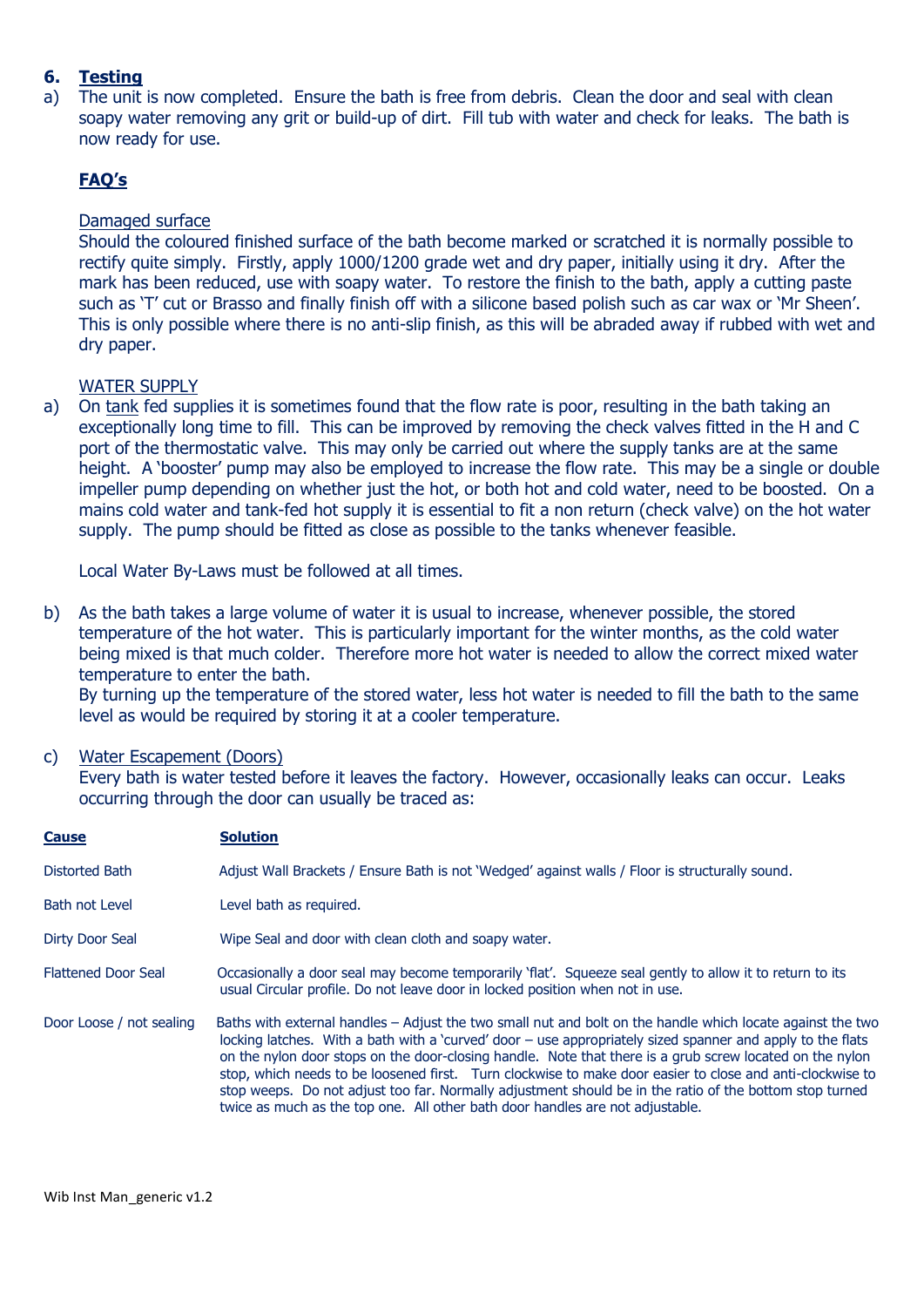## 6. Testing

a) The unit is now completed. Ensure the bath is free from debris. Clean the door and seal with clean soapy water removing any grit or build-up of dirt. Fill tub with water and check for leaks. The bath is now ready for use.

### FAQ's

Damaged surface

Should the coloured finished surface of the bath become marked or scratched it is normally possible to rectify quite simply. Firstly, apply 1000/1200 grade wet and dry paper, initially using it dry. After the mark has been reduced, use with soapy water. To restore the finish to the bath, apply a cutting paste such as 'T' cut or Brasso and finally finish off with a silicone based polish such as car wax or 'Mr Sheen'. This is only possible where there is no anti-slip finish, as this will be abraded away if rubbed with wet and dry paper.

WATER SUPPLY

a) On tank fed supplies it is sometimes found that the flow rate is poor, resulting in the bath taking an exceptionally long time to fill. This can be improved by removing the check valves fitted in the H and C port of the thermostatic valve. This may only be carried out where the supply tanks are at the same height. A 'booster' pump may also be employed to increase the flow rate. This may be a single or double impeller pump depending on whether just the hot, or both hot and cold water, need to be boosted. On a mains cold water and tank-fed hot supply it is essential to fit a non return (check valve) on the hot water supply. The pump should be fitted as close as possible to the tanks whenever feasible.

Local Water By-Laws must be followed at all times.

b) As the bath takes a large volume of water it is usual to increase, whenever possible, the stored temperature of the hot water. This is particularly important for the winter months, as the cold water being mixed is that much colder. Therefore more hot water is needed to allow the correct mixed water temperature to enter the bath.
By turning up the temperature of the stored water, less hot water is needed to fill the bath to the same level as would be required by storing it at a cooler temperature.

c) Water Escapement (Doors)
Every bath is water tested before it leaves the factory. However, occasionally leaks can occur. Leaks occurring through the door can usually be traced as:

| **Cause** | **Solution** |
| --- | --- |
| Distorted Bath | Adjust Wall Brackets / Ensure Bath is not 'Wedged' against walls / Floor is structurally sound. |
| Bath not Level | Level bath as required. |
| Dirty Door Seal | Wipe Seal and door with clean cloth and soapy water. |
| Flattened Door Seal | Occasionally a door seal may become temporarily 'flat'. Squeeze seal gently to allow it to return to its usual Circular profile. Do not leave door in locked position when not in use. |
| Door Loose / not sealing | Baths with external handles – Adjust the two small nut and bolt on the handle which locate against the two locking latches. With a bath with a 'curved' door – use appropriately sized spanner and apply to the flats on the nylon door stops on the door-closing handle. Note that there is a grub screw located on the nylon stop, which needs to be loosened first. Turn clockwise to make door easier to close and anti-clockwise to stop weeps. Do not adjust too far. Normally adjustment should be in the ratio of the bottom stop turned twice as much as the top one. All other bath door handles are not adjustable. |

Wib Inst Man_generic v1.2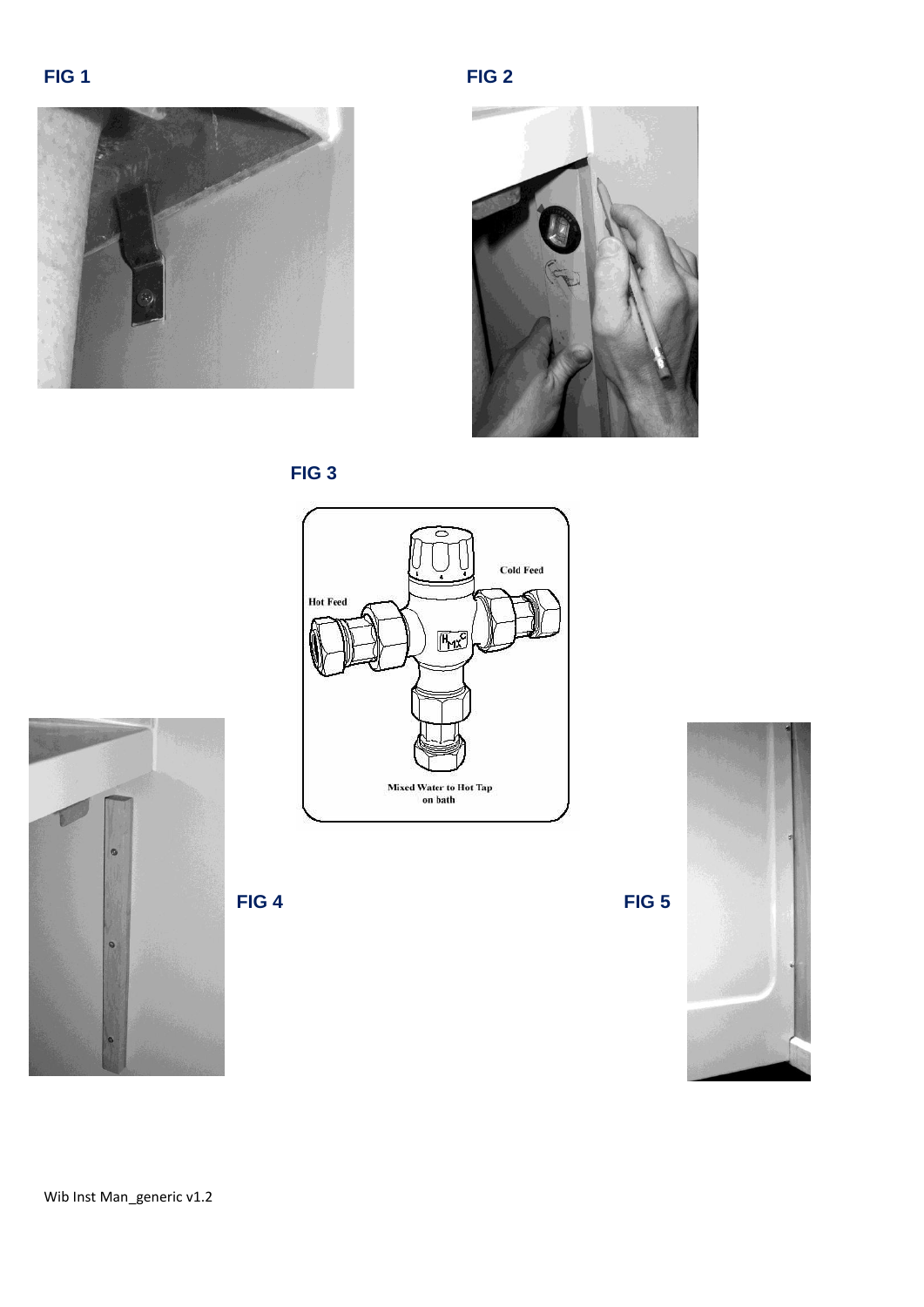FIG 1

FIG 2

FIG 3

Hot Feed

Cold Feed

Mixed Water to Hot Tap on bath

FIG 4

FIG 5

Wib Inst Man_generic v1.2